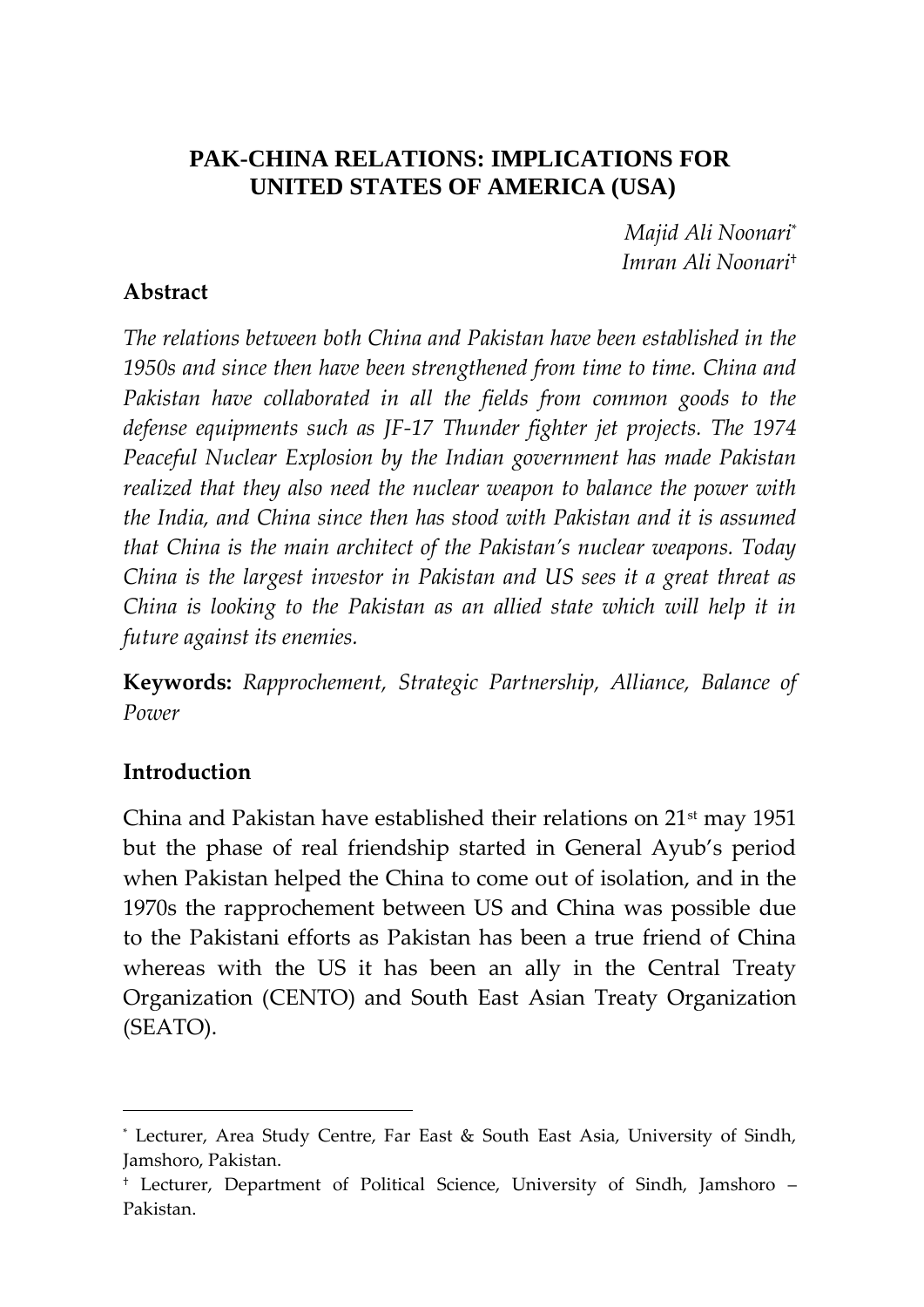# PAK-CHINA RELATIONS: IMPLICATIONS FOR UNITED STATES OF AMERICA (USA)

*Majid Ali Noonari*[*]
*Imran Ali Noonari*[†]

## Abstract

*The relations between both China and Pakistan have been established in the 1950s and since then have been strengthened from time to time. China and Pakistan have collaborated in all the fields from common goods to the defense equipments such as JF-17 Thunder fighter jet projects. The 1974 Peaceful Nuclear Explosion by the Indian government has made Pakistan realized that they also need the nuclear weapon to balance the power with the India, and China since then has stood with Pakistan and it is assumed that China is the main architect of the Pakistan's nuclear weapons. Today China is the largest investor in Pakistan and US sees it a great threat as China is looking to the Pakistan as an allied state which will help it in future against its enemies.*

**Keywords:** *Rapprochement, Strategic Partnership, Alliance, Balance of Power*

## Introduction

China and Pakistan have established their relations on 21st may 1951 but the phase of real friendship started in General Ayub's period when Pakistan helped the China to come out of isolation, and in the 1970s the rapprochement between US and China was possible due to the Pakistani efforts as Pakistan has been a true friend of China whereas with the US it has been an ally in the Central Treaty Organization (CENTO) and South East Asian Treaty Organization (SEATO).

---

[*] Lecturer, Area Study Centre, Far East & South East Asia, University of Sindh, Jamshoro, Pakistan.

[†] Lecturer, Department of Political Science, University of Sindh, Jamshoro – Pakistan.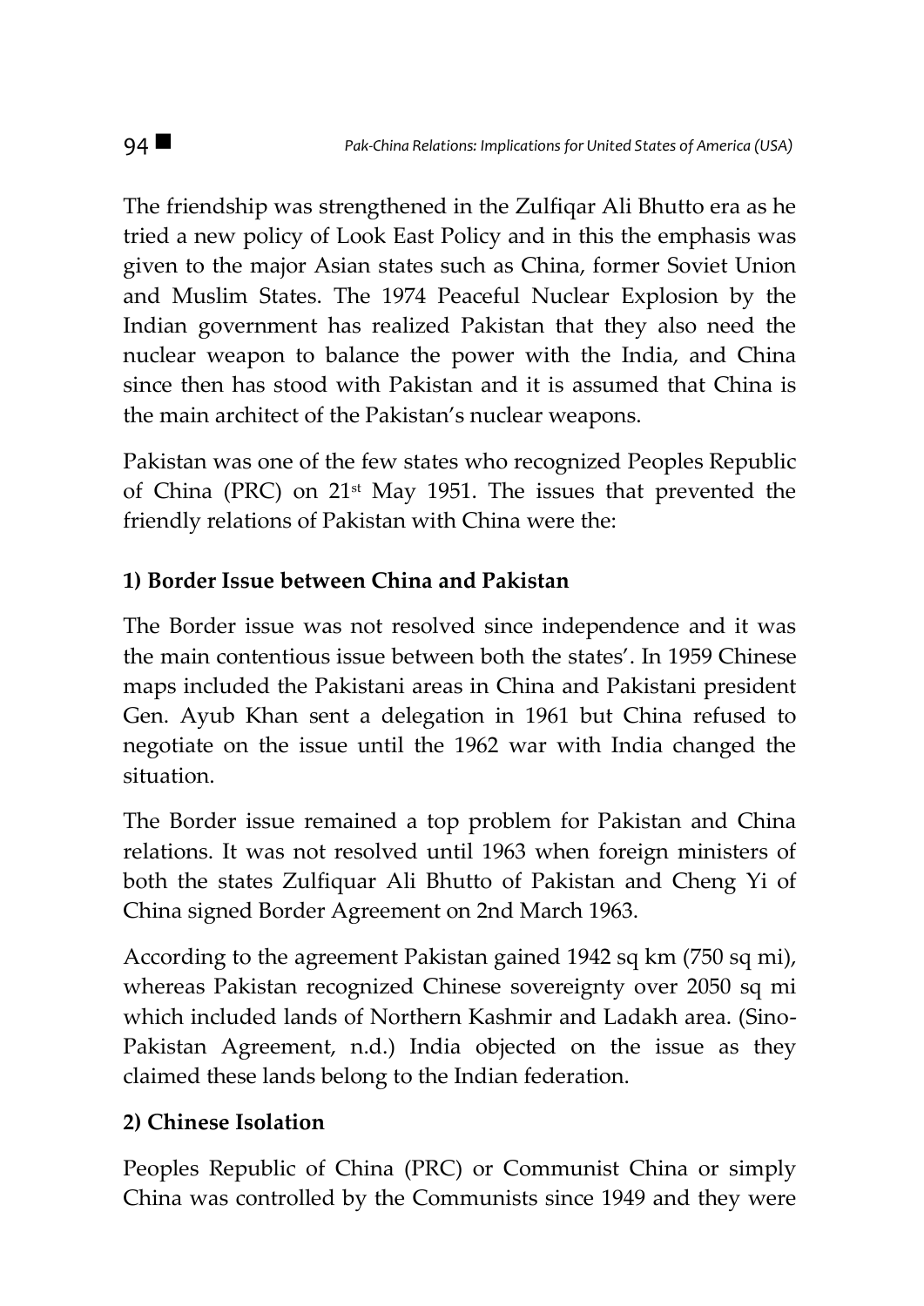The friendship was strengthened in the Zulfiqar Ali Bhutto era as he tried a new policy of Look East Policy and in this the emphasis was given to the major Asian states such as China, former Soviet Union and Muslim States. The 1974 Peaceful Nuclear Explosion by the Indian government has realized Pakistan that they also need the nuclear weapon to balance the power with the India, and China since then has stood with Pakistan and it is assumed that China is the main architect of the Pakistan's nuclear weapons.

Pakistan was one of the few states who recognized Peoples Republic of China (PRC) on 21st May 1951. The issues that prevented the friendly relations of Pakistan with China were the:

**1) Border Issue between China and Pakistan**

The Border issue was not resolved since independence and it was the main contentious issue between both the states'. In 1959 Chinese maps included the Pakistani areas in China and Pakistani president Gen. Ayub Khan sent a delegation in 1961 but China refused to negotiate on the issue until the 1962 war with India changed the situation.

The Border issue remained a top problem for Pakistan and China relations. It was not resolved until 1963 when foreign ministers of both the states Zulfiquar Ali Bhutto of Pakistan and Cheng Yi of China signed Border Agreement on 2nd March 1963.

According to the agreement Pakistan gained 1942 sq km (750 sq mi), whereas Pakistan recognized Chinese sovereignty over 2050 sq mi which included lands of Northern Kashmir and Ladakh area. (Sino-Pakistan Agreement, n.d.) India objected on the issue as they claimed these lands belong to the Indian federation.

**2) Chinese Isolation**

Peoples Republic of China (PRC) or Communist China or simply China was controlled by the Communists since 1949 and they were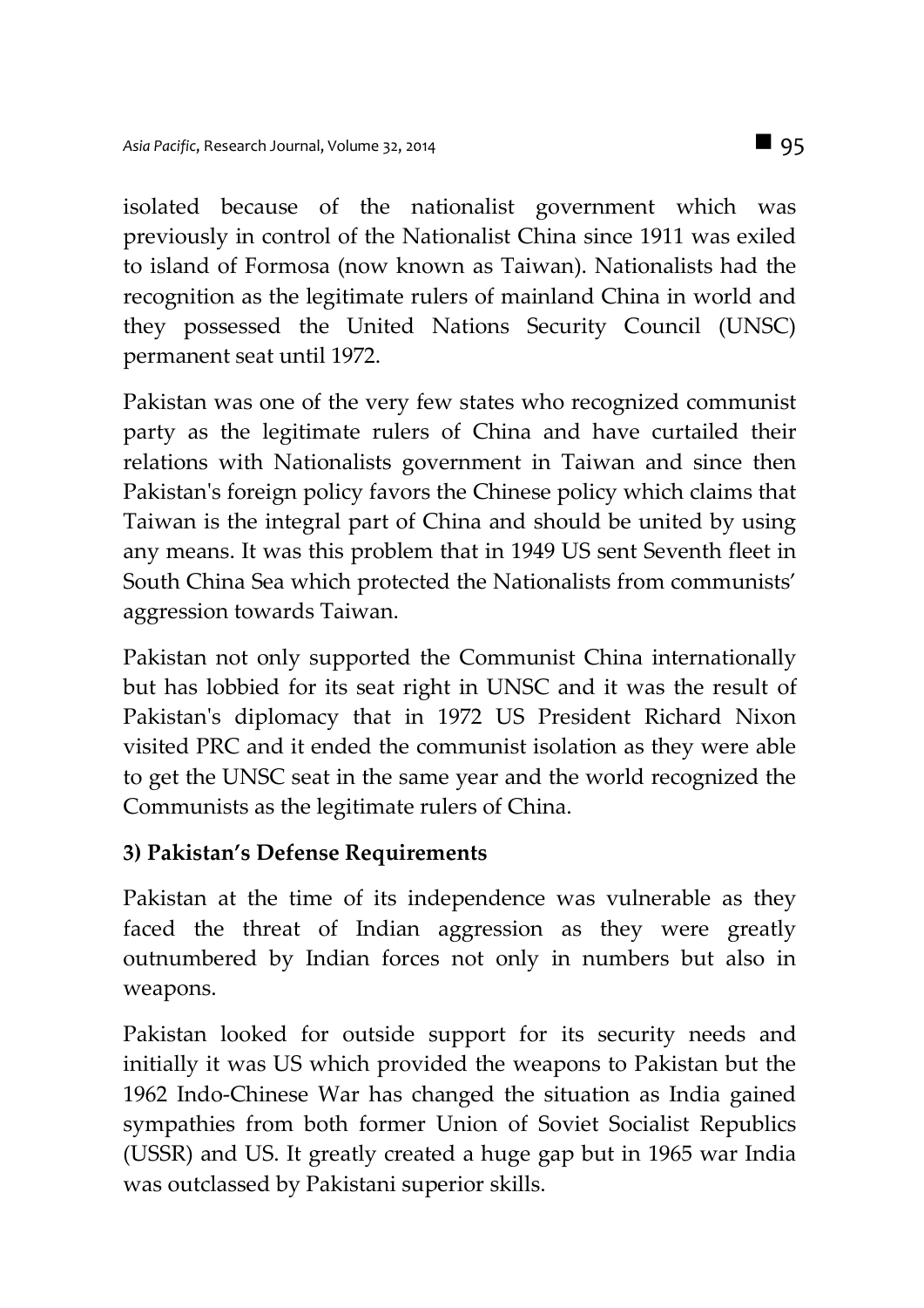isolated because of the nationalist government which was previously in control of the Nationalist China since 1911 was exiled to island of Formosa (now known as Taiwan). Nationalists had the recognition as the legitimate rulers of mainland China in world and they possessed the United Nations Security Council (UNSC) permanent seat until 1972.

Pakistan was one of the very few states who recognized communist party as the legitimate rulers of China and have curtailed their relations with Nationalists government in Taiwan and since then Pakistan's foreign policy favors the Chinese policy which claims that Taiwan is the integral part of China and should be united by using any means. It was this problem that in 1949 US sent Seventh fleet in South China Sea which protected the Nationalists from communists' aggression towards Taiwan.

Pakistan not only supported the Communist China internationally but has lobbied for its seat right in UNSC and it was the result of Pakistan's diplomacy that in 1972 US President Richard Nixon visited PRC and it ended the communist isolation as they were able to get the UNSC seat in the same year and the world recognized the Communists as the legitimate rulers of China.

### 3) Pakistan's Defense Requirements

Pakistan at the time of its independence was vulnerable as they faced the threat of Indian aggression as they were greatly outnumbered by Indian forces not only in numbers but also in weapons.

Pakistan looked for outside support for its security needs and initially it was US which provided the weapons to Pakistan but the 1962 Indo-Chinese War has changed the situation as India gained sympathies from both former Union of Soviet Socialist Republics (USSR) and US. It greatly created a huge gap but in 1965 war India was outclassed by Pakistani superior skills.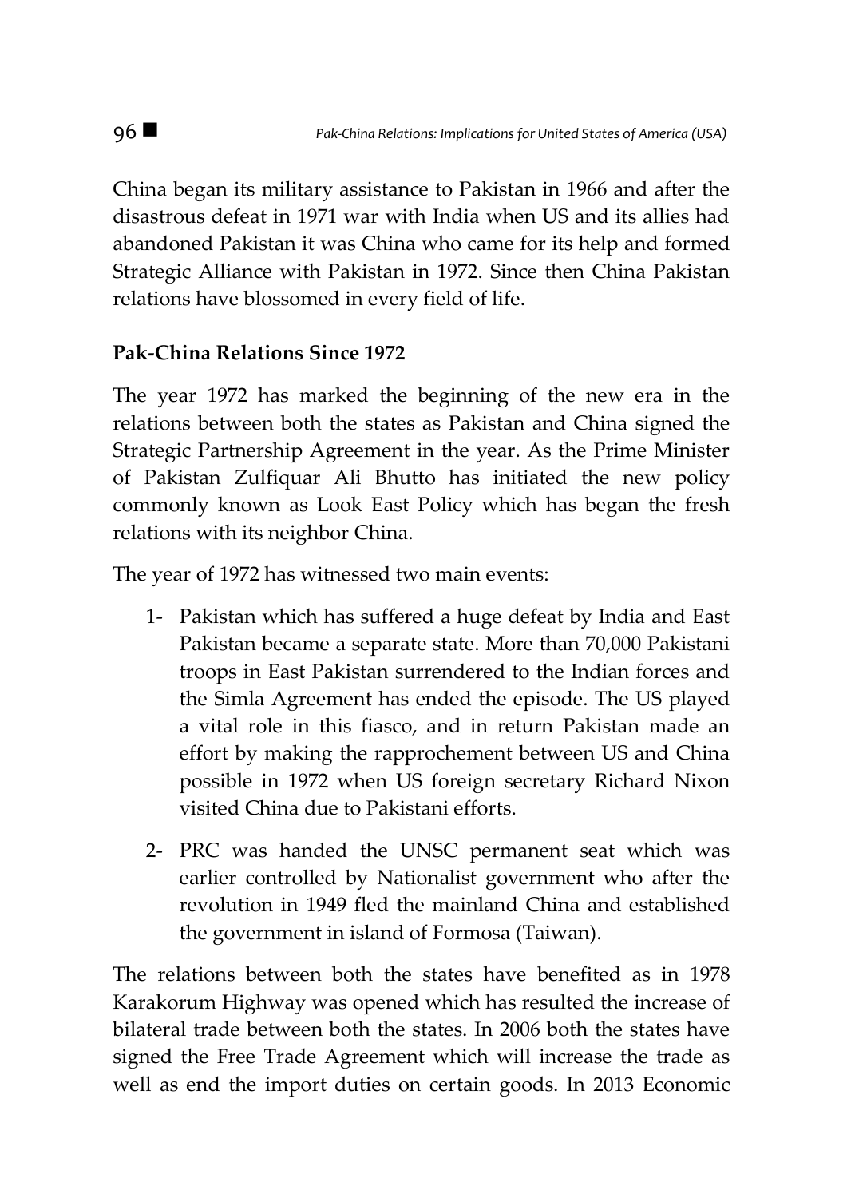China began its military assistance to Pakistan in 1966 and after the disastrous defeat in 1971 war with India when US and its allies had abandoned Pakistan it was China who came for its help and formed Strategic Alliance with Pakistan in 1972. Since then China Pakistan relations have blossomed in every field of life.

**Pak-China Relations Since 1972**

The year 1972 has marked the beginning of the new era in the relations between both the states as Pakistan and China signed the Strategic Partnership Agreement in the year. As the Prime Minister of Pakistan Zulfiquar Ali Bhutto has initiated the new policy commonly known as Look East Policy which has began the fresh relations with its neighbor China.

The year of 1972 has witnessed two main events:

1- Pakistan which has suffered a huge defeat by India and East Pakistan became a separate state. More than 70,000 Pakistani troops in East Pakistan surrendered to the Indian forces and the Simla Agreement has ended the episode. The US played a vital role in this fiasco, and in return Pakistan made an effort by making the rapprochement between US and China possible in 1972 when US foreign secretary Richard Nixon visited China due to Pakistani efforts.

2- PRC was handed the UNSC permanent seat which was earlier controlled by Nationalist government who after the revolution in 1949 fled the mainland China and established the government in island of Formosa (Taiwan).

The relations between both the states have benefited as in 1978 Karakorum Highway was opened which has resulted the increase of bilateral trade between both the states. In 2006 both the states have signed the Free Trade Agreement which will increase the trade as well as end the import duties on certain goods. In 2013 Economic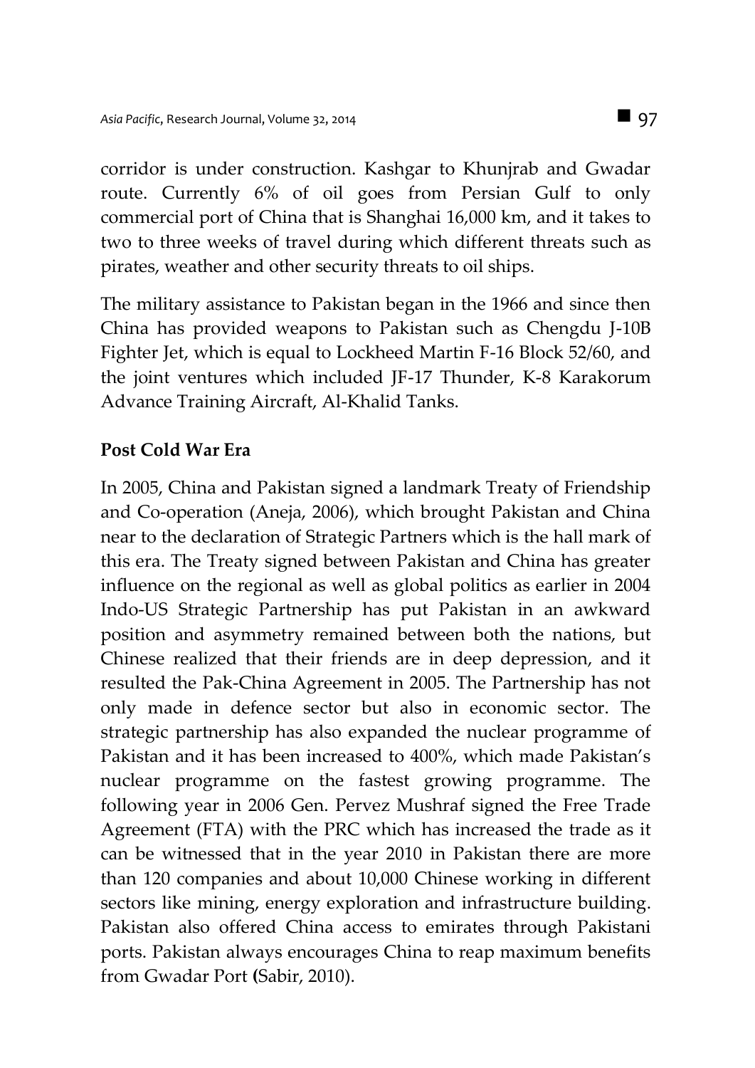corridor is under construction. Kashgar to Khunjrab and Gwadar route. Currently 6% of oil goes from Persian Gulf to only commercial port of China that is Shanghai 16,000 km, and it takes to two to three weeks of travel during which different threats such as pirates, weather and other security threats to oil ships.

The military assistance to Pakistan began in the 1966 and since then China has provided weapons to Pakistan such as Chengdu J-10B Fighter Jet, which is equal to Lockheed Martin F-16 Block 52/60, and the joint ventures which included JF-17 Thunder, K-8 Karakorum Advance Training Aircraft, Al-Khalid Tanks.

**Post Cold War Era**

In 2005, China and Pakistan signed a landmark Treaty of Friendship and Co-operation (Aneja, 2006), which brought Pakistan and China near to the declaration of Strategic Partners which is the hall mark of this era. The Treaty signed between Pakistan and China has greater influence on the regional as well as global politics as earlier in 2004 Indo-US Strategic Partnership has put Pakistan in an awkward position and asymmetry remained between both the nations, but Chinese realized that their friends are in deep depression, and it resulted the Pak-China Agreement in 2005. The Partnership has not only made in defence sector but also in economic sector. The strategic partnership has also expanded the nuclear programme of Pakistan and it has been increased to 400%, which made Pakistan's nuclear programme on the fastest growing programme. The following year in 2006 Gen. Pervez Mushraf signed the Free Trade Agreement (FTA) with the PRC which has increased the trade as it can be witnessed that in the year 2010 in Pakistan there are more than 120 companies and about 10,000 Chinese working in different sectors like mining, energy exploration and infrastructure building. Pakistan also offered China access to emirates through Pakistani ports. Pakistan always encourages China to reap maximum benefits from Gwadar Port **(**Sabir, 2010).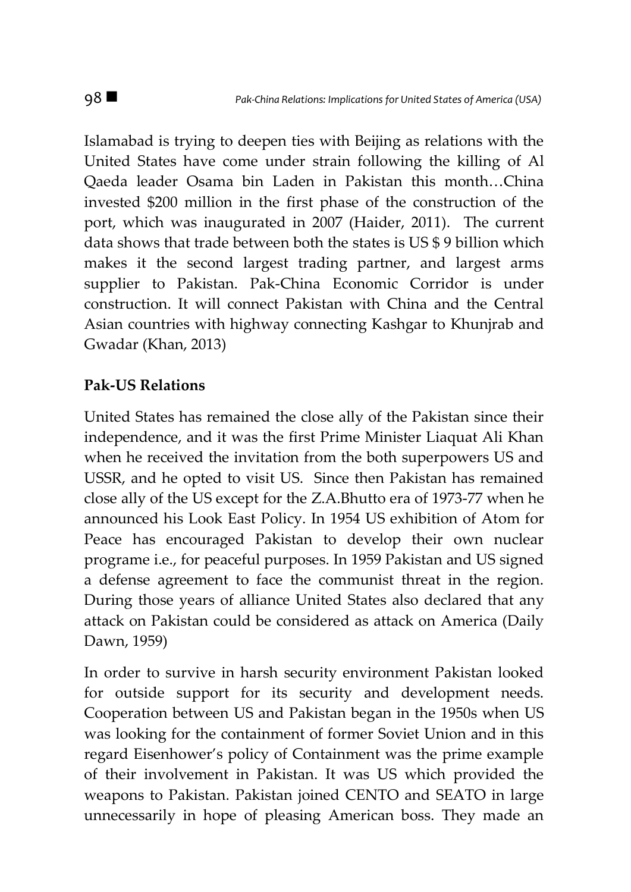Islamabad is trying to deepen ties with Beijing as relations with the United States have come under strain following the killing of Al Qaeda leader Osama bin Laden in Pakistan this month…China invested $200 million in the first phase of the construction of the port, which was inaugurated in 2007 (Haider, 2011). The current data shows that trade between both the states is US $ 9 billion which makes it the second largest trading partner, and largest arms supplier to Pakistan. Pak-China Economic Corridor is under construction. It will connect Pakistan with China and the Central Asian countries with highway connecting Kashgar to Khunjrab and Gwadar (Khan, 2013)

## Pak-US Relations

United States has remained the close ally of the Pakistan since their independence, and it was the first Prime Minister Liaquat Ali Khan when he received the invitation from the both superpowers US and USSR, and he opted to visit US. Since then Pakistan has remained close ally of the US except for the Z.A.Bhutto era of 1973-77 when he announced his Look East Policy. In 1954 US exhibition of Atom for Peace has encouraged Pakistan to develop their own nuclear programe i.e., for peaceful purposes. In 1959 Pakistan and US signed a defense agreement to face the communist threat in the region. During those years of alliance United States also declared that any attack on Pakistan could be considered as attack on America (Daily Dawn, 1959)

In order to survive in harsh security environment Pakistan looked for outside support for its security and development needs. Cooperation between US and Pakistan began in the 1950s when US was looking for the containment of former Soviet Union and in this regard Eisenhower's policy of Containment was the prime example of their involvement in Pakistan. It was US which provided the weapons to Pakistan. Pakistan joined CENTO and SEATO in large unnecessarily in hope of pleasing American boss. They made an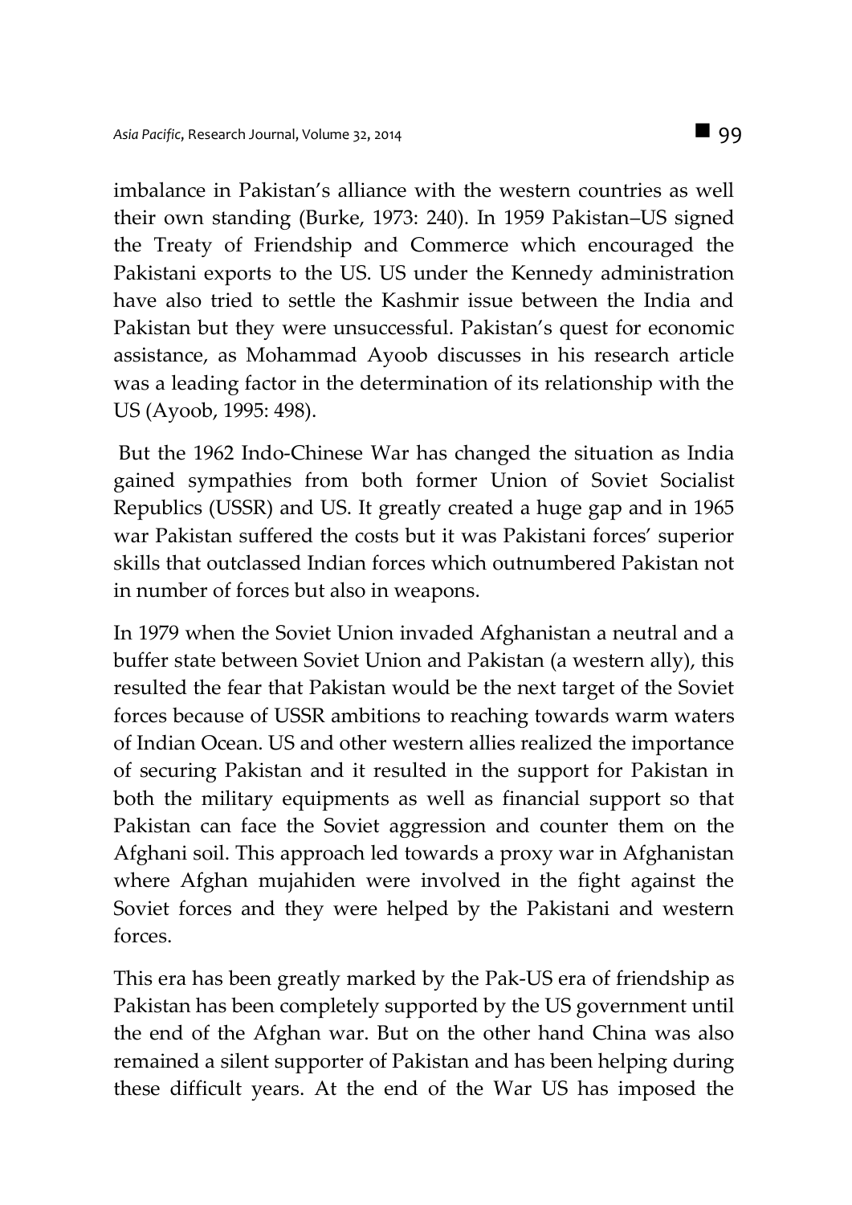imbalance in Pakistan's alliance with the western countries as well their own standing (Burke, 1973: 240). In 1959 Pakistan–US signed the Treaty of Friendship and Commerce which encouraged the Pakistani exports to the US. US under the Kennedy administration have also tried to settle the Kashmir issue between the India and Pakistan but they were unsuccessful. Pakistan's quest for economic assistance, as Mohammad Ayoob discusses in his research article was a leading factor in the determination of its relationship with the US (Ayoob, 1995: 498).

But the 1962 Indo-Chinese War has changed the situation as India gained sympathies from both former Union of Soviet Socialist Republics (USSR) and US. It greatly created a huge gap and in 1965 war Pakistan suffered the costs but it was Pakistani forces' superior skills that outclassed Indian forces which outnumbered Pakistan not in number of forces but also in weapons.

In 1979 when the Soviet Union invaded Afghanistan a neutral and a buffer state between Soviet Union and Pakistan (a western ally), this resulted the fear that Pakistan would be the next target of the Soviet forces because of USSR ambitions to reaching towards warm waters of Indian Ocean. US and other western allies realized the importance of securing Pakistan and it resulted in the support for Pakistan in both the military equipments as well as financial support so that Pakistan can face the Soviet aggression and counter them on the Afghani soil. This approach led towards a proxy war in Afghanistan where Afghan mujahiden were involved in the fight against the Soviet forces and they were helped by the Pakistani and western forces.

This era has been greatly marked by the Pak-US era of friendship as Pakistan has been completely supported by the US government until the end of the Afghan war. But on the other hand China was also remained a silent supporter of Pakistan and has been helping during these difficult years. At the end of the War US has imposed the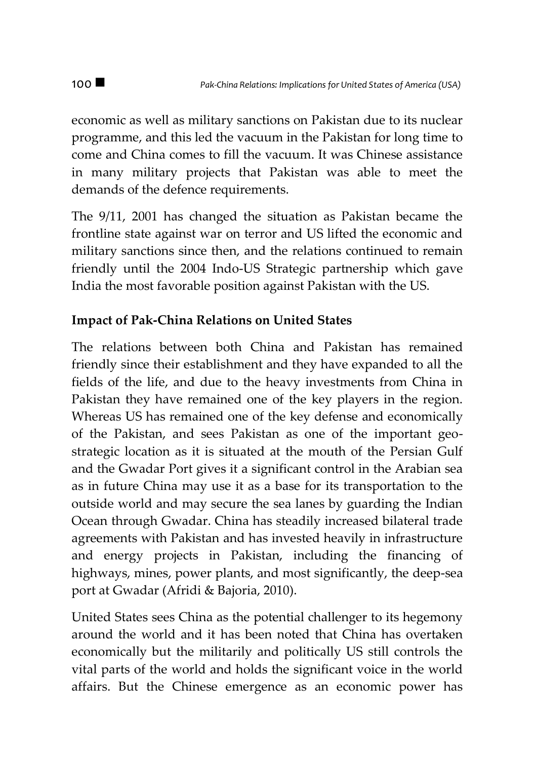economic as well as military sanctions on Pakistan due to its nuclear programme, and this led the vacuum in the Pakistan for long time to come and China comes to fill the vacuum. It was Chinese assistance in many military projects that Pakistan was able to meet the demands of the defence requirements.

The 9/11, 2001 has changed the situation as Pakistan became the frontline state against war on terror and US lifted the economic and military sanctions since then, and the relations continued to remain friendly until the 2004 Indo-US Strategic partnership which gave India the most favorable position against Pakistan with the US.

## Impact of Pak-China Relations on United States

The relations between both China and Pakistan has remained friendly since their establishment and they have expanded to all the fields of the life, and due to the heavy investments from China in Pakistan they have remained one of the key players in the region. Whereas US has remained one of the key defense and economically of the Pakistan, and sees Pakistan as one of the important geo-strategic location as it is situated at the mouth of the Persian Gulf and the Gwadar Port gives it a significant control in the Arabian sea as in future China may use it as a base for its transportation to the outside world and may secure the sea lanes by guarding the Indian Ocean through Gwadar. China has steadily increased bilateral trade agreements with Pakistan and has invested heavily in infrastructure and energy projects in Pakistan, including the financing of highways, mines, power plants, and most significantly, the deep-sea port at Gwadar (Afridi & Bajoria, 2010).

United States sees China as the potential challenger to its hegemony around the world and it has been noted that China has overtaken economically but the militarily and politically US still controls the vital parts of the world and holds the significant voice in the world affairs. But the Chinese emergence as an economic power has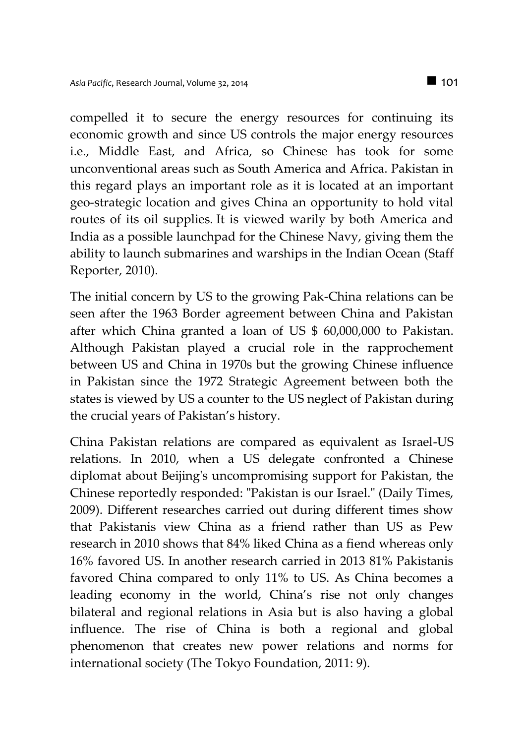compelled it to secure the energy resources for continuing its economic growth and since US controls the major energy resources i.e., Middle East, and Africa, so Chinese has took for some unconventional areas such as South America and Africa. Pakistan in this regard plays an important role as it is located at an important geo-strategic location and gives China an opportunity to hold vital routes of its oil supplies. It is viewed warily by both America and India as a possible launchpad for the Chinese Navy, giving them the ability to launch submarines and warships in the Indian Ocean (Staff Reporter, 2010).

The initial concern by US to the growing Pak-China relations can be seen after the 1963 Border agreement between China and Pakistan after which China granted a loan of US $ 60,000,000 to Pakistan. Although Pakistan played a crucial role in the rapprochement between US and China in 1970s but the growing Chinese influence in Pakistan since the 1972 Strategic Agreement between both the states is viewed by US a counter to the US neglect of Pakistan during the crucial years of Pakistan's history.

China Pakistan relations are compared as equivalent as Israel-US relations. In 2010, when a US delegate confronted a Chinese diplomat about Beijing's uncompromising support for Pakistan, the Chinese reportedly responded: "Pakistan is our Israel." (Daily Times, 2009). Different researches carried out during different times show that Pakistanis view China as a friend rather than US as Pew research in 2010 shows that 84% liked China as a fiend whereas only 16% favored US. In another research carried in 2013 81% Pakistanis favored China compared to only 11% to US. As China becomes a leading economy in the world, China's rise not only changes bilateral and regional relations in Asia but is also having a global influence. The rise of China is both a regional and global phenomenon that creates new power relations and norms for international society (The Tokyo Foundation, 2011: 9).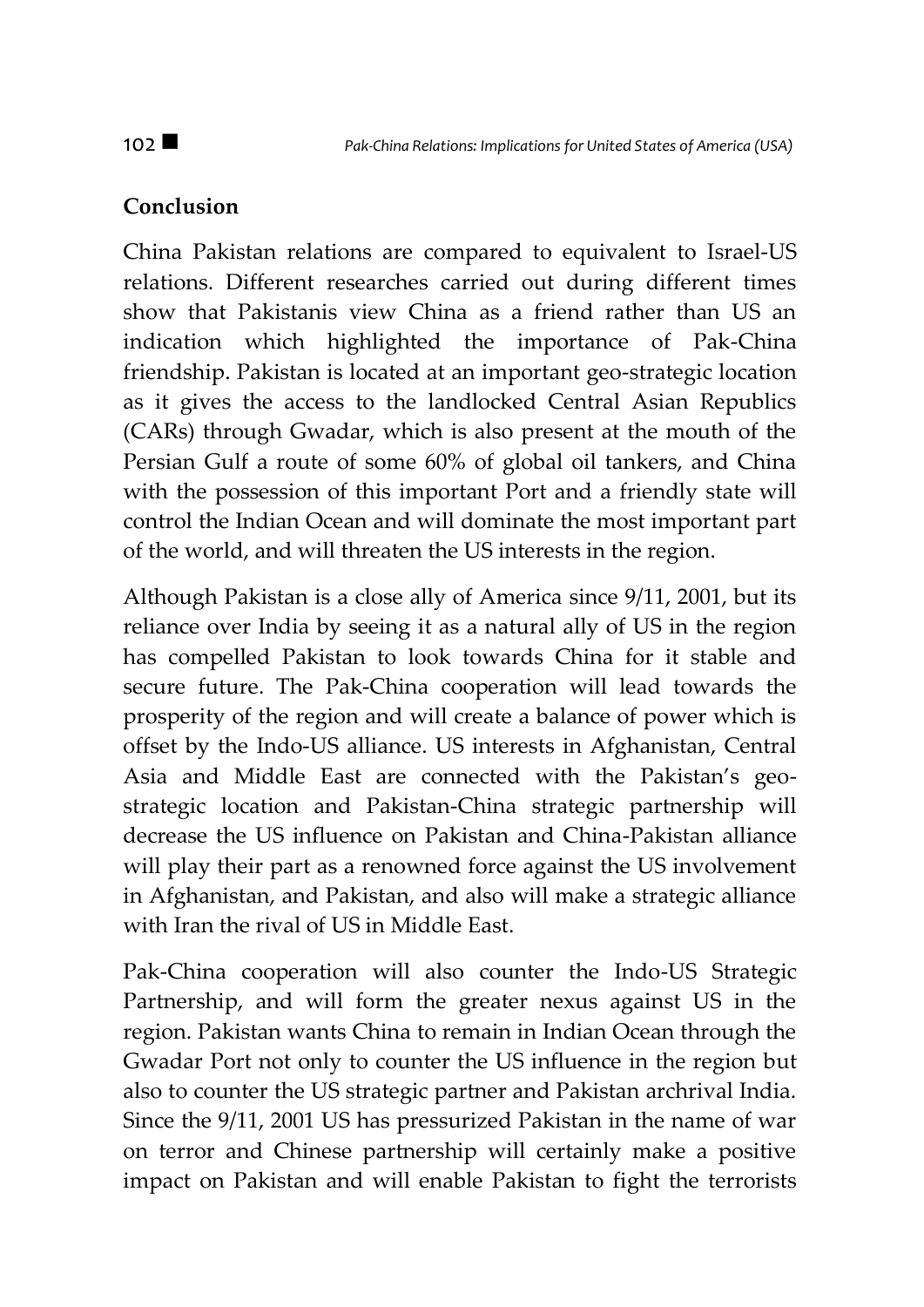## Conclusion

China Pakistan relations are compared to equivalent to Israel-US relations. Different researches carried out during different times show that Pakistanis view China as a friend rather than US an indication which highlighted the importance of Pak-China friendship. Pakistan is located at an important geo-strategic location as it gives the access to the landlocked Central Asian Republics (CARs) through Gwadar, which is also present at the mouth of the Persian Gulf a route of some 60% of global oil tankers, and China with the possession of this important Port and a friendly state will control the Indian Ocean and will dominate the most important part of the world, and will threaten the US interests in the region.

Although Pakistan is a close ally of America since 9/11, 2001, but its reliance over India by seeing it as a natural ally of US in the region has compelled Pakistan to look towards China for it stable and secure future. The Pak-China cooperation will lead towards the prosperity of the region and will create a balance of power which is offset by the Indo-US alliance. US interests in Afghanistan, Central Asia and Middle East are connected with the Pakistan's geo-strategic location and Pakistan-China strategic partnership will decrease the US influence on Pakistan and China-Pakistan alliance will play their part as a renowned force against the US involvement in Afghanistan, and Pakistan, and also will make a strategic alliance with Iran the rival of US in Middle East.

Pak-China cooperation will also counter the Indo-US Strategic Partnership, and will form the greater nexus against US in the region. Pakistan wants China to remain in Indian Ocean through the Gwadar Port not only to counter the US influence in the region but also to counter the US strategic partner and Pakistan archrival India. Since the 9/11, 2001 US has pressurized Pakistan in the name of war on terror and Chinese partnership will certainly make a positive impact on Pakistan and will enable Pakistan to fight the terrorists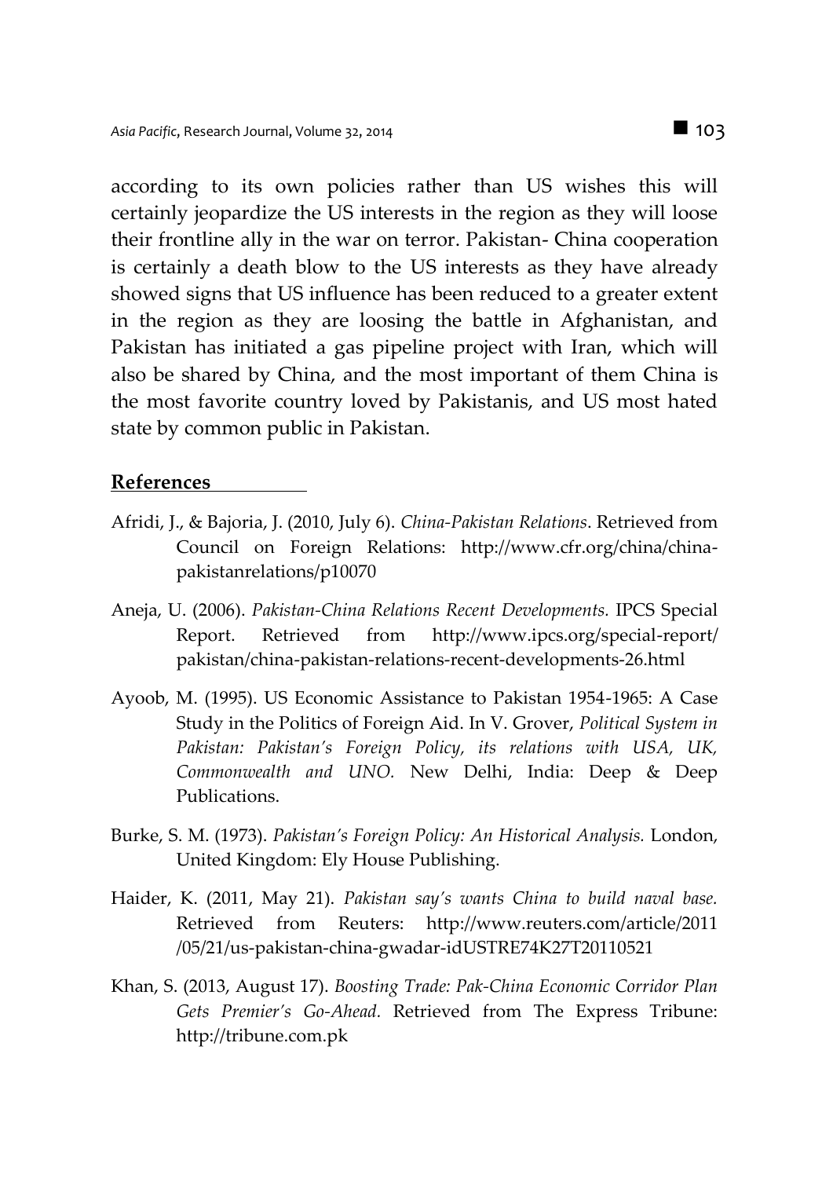according to its own policies rather than US wishes this will certainly jeopardize the US interests in the region as they will loose their frontline ally in the war on terror. Pakistan- China cooperation is certainly a death blow to the US interests as they have already showed signs that US influence has been reduced to a greater extent in the region as they are loosing the battle in Afghanistan, and Pakistan has initiated a gas pipeline project with Iran, which will also be shared by China, and the most important of them China is the most favorite country loved by Pakistanis, and US most hated state by common public in Pakistan.

## References

Afridi, J., & Bajoria, J. (2010, July 6). *China-Pakistan Relations*. Retrieved from Council on Foreign Relations: http://www.cfr.org/china/china-pakistanrelations/p10070

Aneja, U. (2006). *Pakistan-China Relations Recent Developments.* IPCS Special Report. Retrieved from http://www.ipcs.org/special-report/pakistan/china-pakistan-relations-recent-developments-26.html

Ayoob, M. (1995). US Economic Assistance to Pakistan 1954-1965: A Case Study in the Politics of Foreign Aid. In V. Grover, *Political System in Pakistan: Pakistan's Foreign Policy, its relations with USA, UK, Commonwealth and UNO.* New Delhi, India: Deep & Deep Publications.

Burke, S. M. (1973). *Pakistan's Foreign Policy: An Historical Analysis.* London, United Kingdom: Ely House Publishing.

Haider, K. (2011, May 21). *Pakistan say's wants China to build naval base.* Retrieved from Reuters: http://www.reuters.com/article/2011/05/21/us-pakistan-china-gwadar-idUSTRE74K27T20110521

Khan, S. (2013, August 17). *Boosting Trade: Pak-China Economic Corridor Plan Gets Premier's Go-Ahead.* Retrieved from The Express Tribune: http://tribune.com.pk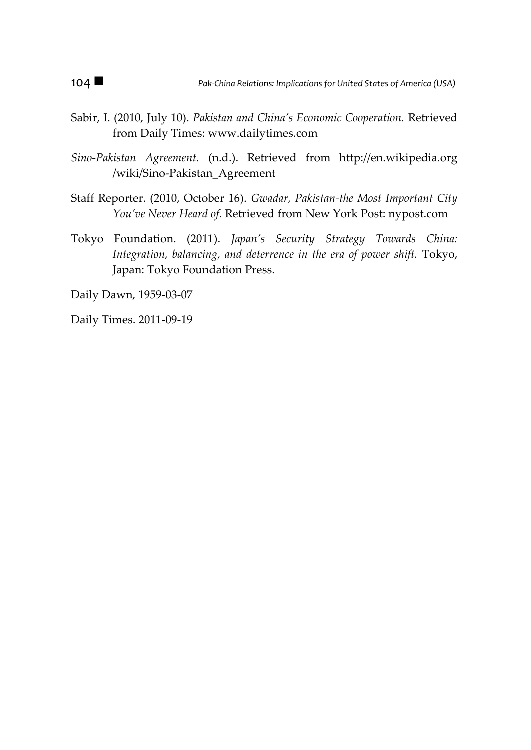Sabir, I. (2010, July 10). *Pakistan and China's Economic Cooperation.* Retrieved from Daily Times: www.dailytimes.com

*Sino-Pakistan Agreement.* (n.d.). Retrieved from http://en.wikipedia.org /wiki/Sino-Pakistan_Agreement

Staff Reporter. (2010, October 16). *Gwadar, Pakistan-the Most Important City You've Never Heard of.* Retrieved from New York Post: nypost.com

Tokyo Foundation. (2011). *Japan's Security Strategy Towards China: Integration, balancing, and deterrence in the era of power shift.* Tokyo, Japan: Tokyo Foundation Press.

Daily Dawn, 1959-03-07

Daily Times. 2011-09-19